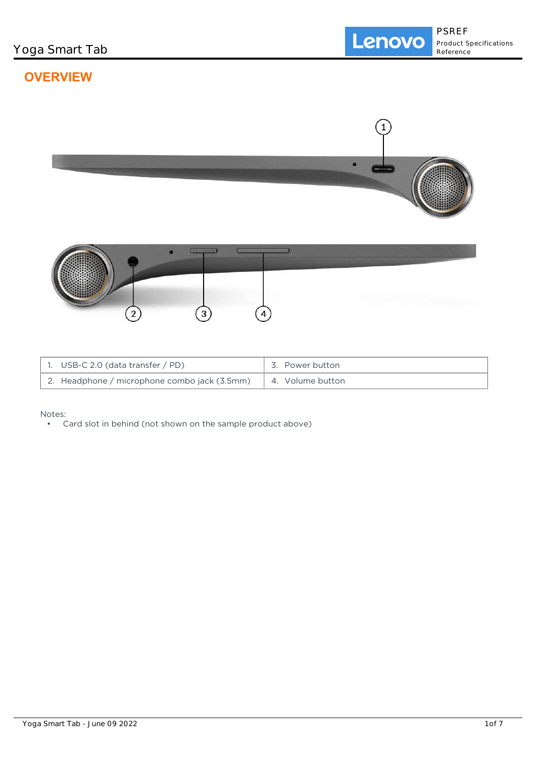# OVERVIEW

| 1. USB-C 2.0 (data transfer / PD) | 3. Power button |
| --- | --- |
| 2. Headphone / microphone combo jack (3.5mm) | 4. Volume button |

Notes:

- Card slot in behind (not shown on the sample product above)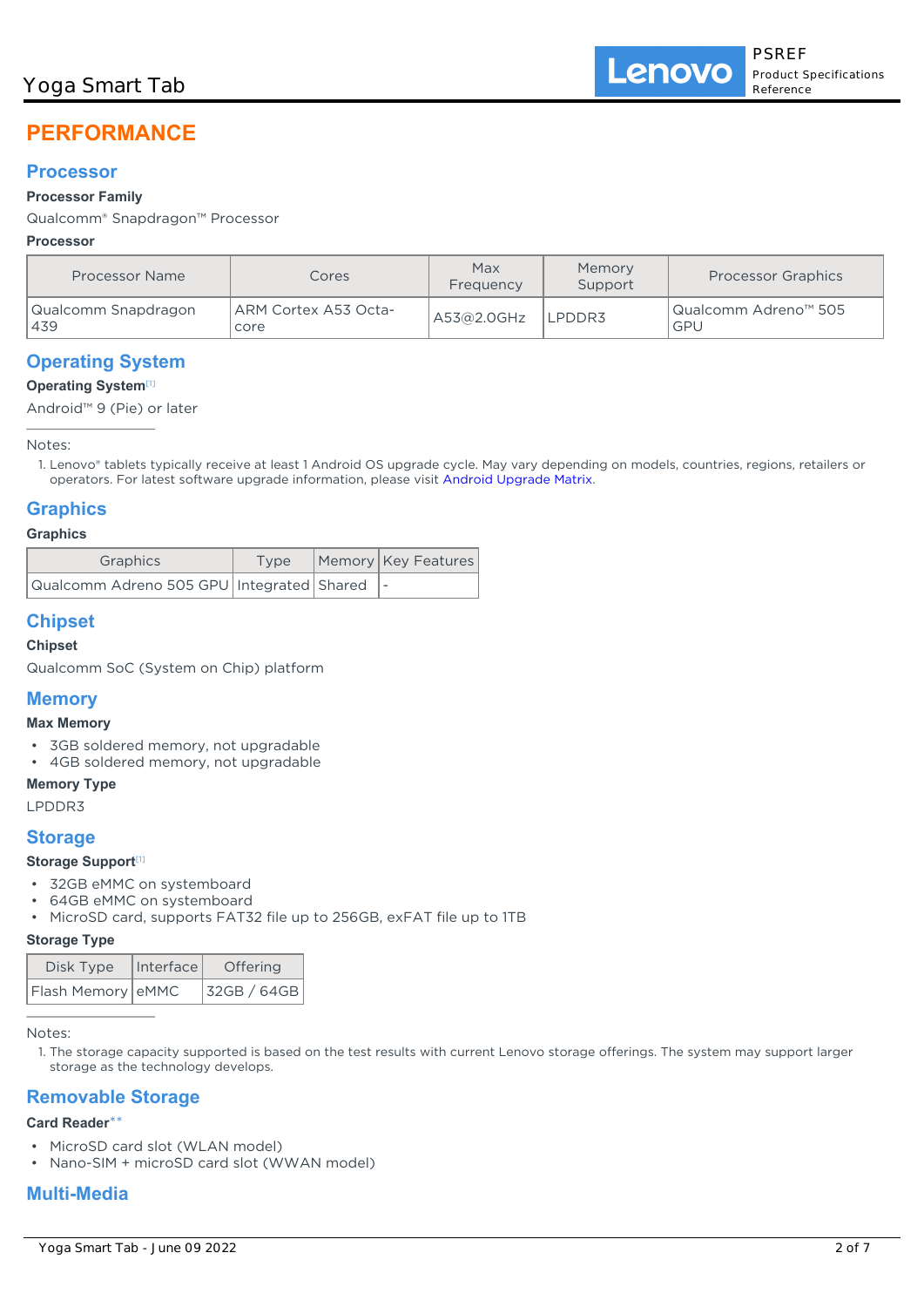# PERFORMANCE

## Processor

**Processor Family**

Qualcomm® Snapdragon™ Processor

**Processor**

| Processor Name | Cores | Max Frequency | Memory Support | Processor Graphics |
|---|---|---|---|---|
| Qualcomm Snapdragon 439 | ARM Cortex A53 Octa-core | A53@2.0GHz | LPDDR3 | Qualcomm Adreno™ 505 GPU |

## Operating System

**Operating System**[1]

Android™ 9 (Pie) or later

Notes:

1. Lenovo® tablets typically receive at least 1 Android OS upgrade cycle. May vary depending on models, countries, regions, retailers or operators. For latest software upgrade information, please visit Android Upgrade Matrix.

## Graphics

**Graphics**

| Graphics | Type | Memory | Key Features |
|---|---|---|---|
| Qualcomm Adreno 505 GPU | Integrated | Shared | - |

## Chipset

**Chipset**

Qualcomm SoC (System on Chip) platform

## Memory

**Max Memory**

- 3GB soldered memory, not upgradable
- 4GB soldered memory, not upgradable

**Memory Type**

LPDDR3

## Storage

**Storage Support**[1]

- 32GB eMMC on systemboard
- 64GB eMMC on systemboard
- MicroSD card, supports FAT32 file up to 256GB, exFAT file up to 1TB

**Storage Type**

| Disk Type | Interface | Offering |
|---|---|---|
| Flash Memory | eMMC | 32GB / 64GB |

Notes:

1. The storage capacity supported is based on the test results with current Lenovo storage offerings. The system may support larger storage as the technology develops.

## Removable Storage

**Card Reader****

- MicroSD card slot (WLAN model)
- Nano-SIM + microSD card slot (WWAN model)

## Multi-Media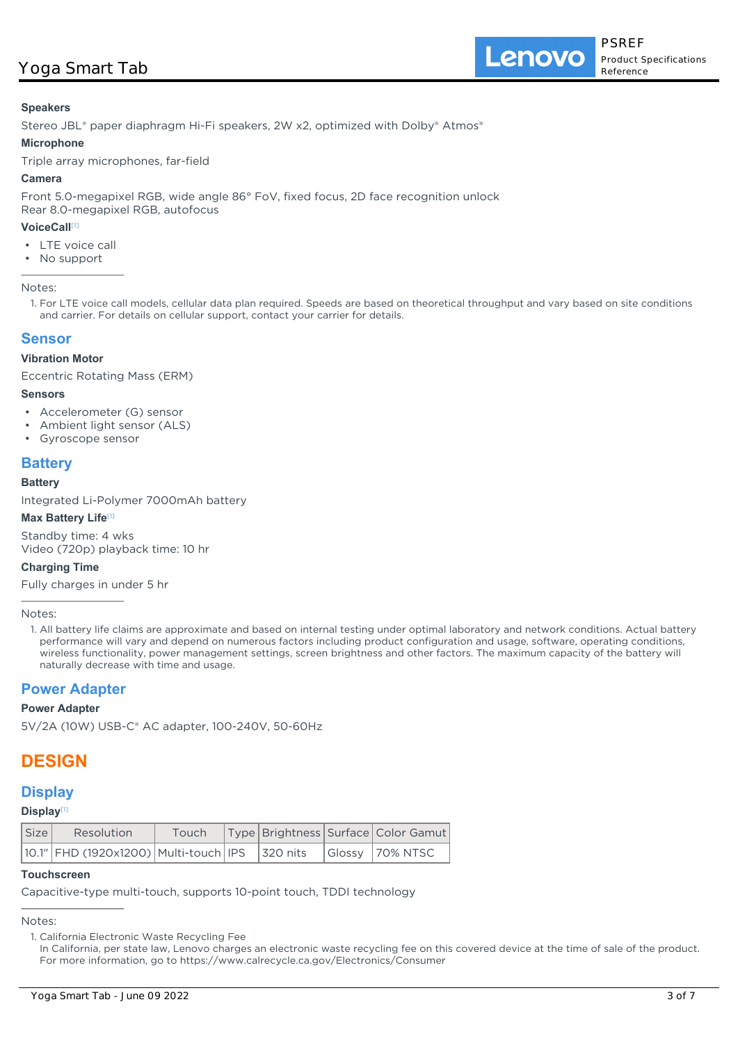**Speakers**

Stereo JBL® paper diaphragm Hi-Fi speakers, 2W x2, optimized with Dolby® Atmos®

**Microphone**

Triple array microphones, far-field

**Camera**

Front 5.0-megapixel RGB, wide angle 86° FoV, fixed focus, 2D face recognition unlock
Rear 8.0-megapixel RGB, autofocus

**VoiceCall**[1]

- LTE voice call
- No support

Notes:

1. For LTE voice call models, cellular data plan required. Speeds are based on theoretical throughput and vary based on site conditions and carrier. For details on cellular support, contact your carrier for details.

## Sensor

**Vibration Motor**

Eccentric Rotating Mass (ERM)

**Sensors**

- Accelerometer (G) sensor
- Ambient light sensor (ALS)
- Gyroscope sensor

## Battery

**Battery**

Integrated Li-Polymer 7000mAh battery

**Max Battery Life**[1]

Standby time: 4 wks
Video (720p) playback time: 10 hr

**Charging Time**

Fully charges in under 5 hr

Notes:

1. All battery life claims are approximate and based on internal testing under optimal laboratory and network conditions. Actual battery performance will vary and depend on numerous factors including product configuration and usage, software, operating conditions, wireless functionality, power management settings, screen brightness and other factors. The maximum capacity of the battery will naturally decrease with time and usage.

## Power Adapter

**Power Adapter**

5V/2A (10W) USB-C® AC adapter, 100-240V, 50-60Hz

# DESIGN

## Display

**Display**[1]

| Size | Resolution | Touch | Type | Brightness | Surface | Color Gamut |
|---|---|---|---|---|---|---|
| 10.1" | FHD (1920x1200) | Multi-touch | IPS | 320 nits | Glossy | 70% NTSC |

**Touchscreen**

Capacitive-type multi-touch, supports 10-point touch, TDDI technology

Notes:

1. California Electronic Waste Recycling Fee
   In California, per state law, Lenovo charges an electronic waste recycling fee on this covered device at the time of sale of the product. For more information, go to https://www.calrecycle.ca.gov/Electronics/Consumer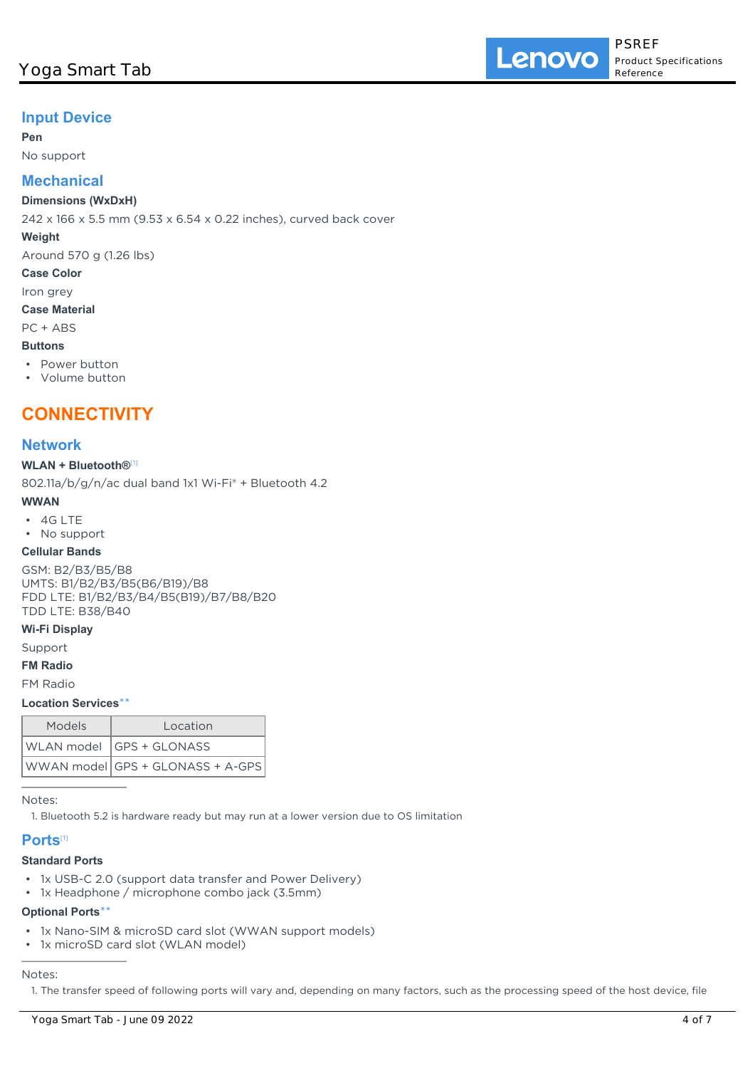## Input Device

**Pen**

No support

## Mechanical

**Dimensions (WxDxH)**

242 x 166 x 5.5 mm (9.53 x 6.54 x 0.22 inches), curved back cover

**Weight**

Around 570 g (1.26 lbs)

**Case Color**

Iron grey

**Case Material**

PC + ABS

**Buttons**

- Power button
- Volume button

# CONNECTIVITY

## Network

**WLAN + Bluetooth®**[1]

802.11a/b/g/n/ac dual band 1x1 Wi-Fi® + Bluetooth 4.2

**WWAN**

- 4G LTE
- No support

**Cellular Bands**

GSM: B2/B3/B5/B8
UMTS: B1/B2/B3/B5(B6/B19)/B8
FDD LTE: B1/B2/B3/B4/B5(B19)/B7/B8/B20
TDD LTE: B38/B40

**Wi-Fi Display**

Support

**FM Radio**

FM Radio

**Location Services****

| Models | Location |
|---|---|
| WLAN model | GPS + GLONASS |
| WWAN model | GPS + GLONASS + A-GPS |

Notes:

1. Bluetooth 5.2 is hardware ready but may run at a lower version due to OS limitation

## Ports[1]

**Standard Ports**

- 1x USB-C 2.0 (support data transfer and Power Delivery)
- 1x Headphone / microphone combo jack (3.5mm)

**Optional Ports****

- 1x Nano-SIM & microSD card slot (WWAN support models)
- 1x microSD card slot (WLAN model)

Notes:

1. The transfer speed of following ports will vary and, depending on many factors, such as the processing speed of the host device, file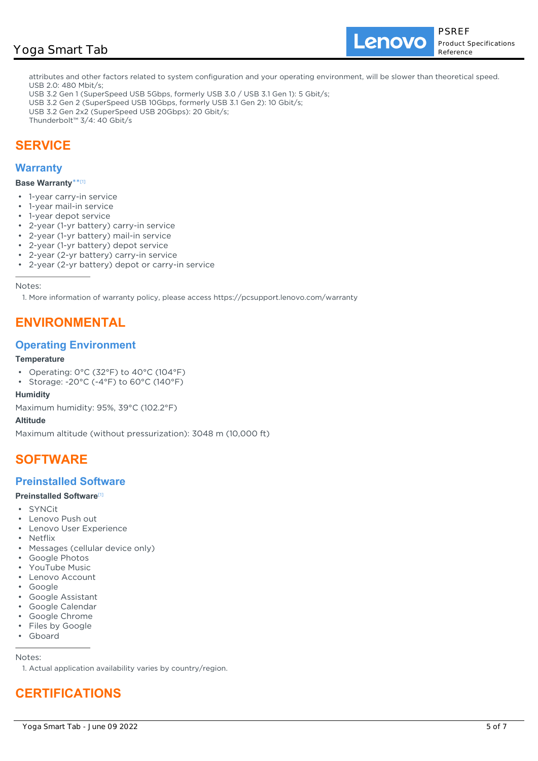attributes and other factors related to system configuration and your operating environment, will be slower than theoretical speed.
USB 2.0: 480 Mbit/s;
USB 3.2 Gen 1 (SuperSpeed USB 5Gbps, formerly USB 3.0 / USB 3.1 Gen 1): 5 Gbit/s;
USB 3.2 Gen 2 (SuperSpeed USB 10Gbps, formerly USB 3.1 Gen 2): 10 Gbit/s;
USB 3.2 Gen 2x2 (SuperSpeed USB 20Gbps): 20 Gbit/s;
Thunderbolt™ 3/4: 40 Gbit/s

# SERVICE

## Warranty

**Base Warranty** ** [1]

- 1-year carry-in service
- 1-year mail-in service
- 1-year depot service
- 2-year (1-yr battery) carry-in service
- 2-year (1-yr battery) mail-in service
- 2-year (1-yr battery) depot service
- 2-year (2-yr battery) carry-in service
- 2-year (2-yr battery) depot or carry-in service

Notes:

1. More information of warranty policy, please access https://pcsupport.lenovo.com/warranty

# ENVIRONMENTAL

## Operating Environment

**Temperature**

- Operating: 0°C (32°F) to 40°C (104°F)
- Storage: -20°C (-4°F) to 60°C (140°F)

**Humidity**

Maximum humidity: 95%, 39°C (102.2°F)

**Altitude**

Maximum altitude (without pressurization): 3048 m (10,000 ft)

# SOFTWARE

## Preinstalled Software

**Preinstalled Software** [1]

- SYNCit
- Lenovo Push out
- Lenovo User Experience
- Netflix
- Messages (cellular device only)
- Google Photos
- YouTube Music
- Lenovo Account
- Google
- Google Assistant
- Google Calendar
- Google Chrome
- Files by Google
- Gboard

Notes:

1. Actual application availability varies by country/region.

# CERTIFICATIONS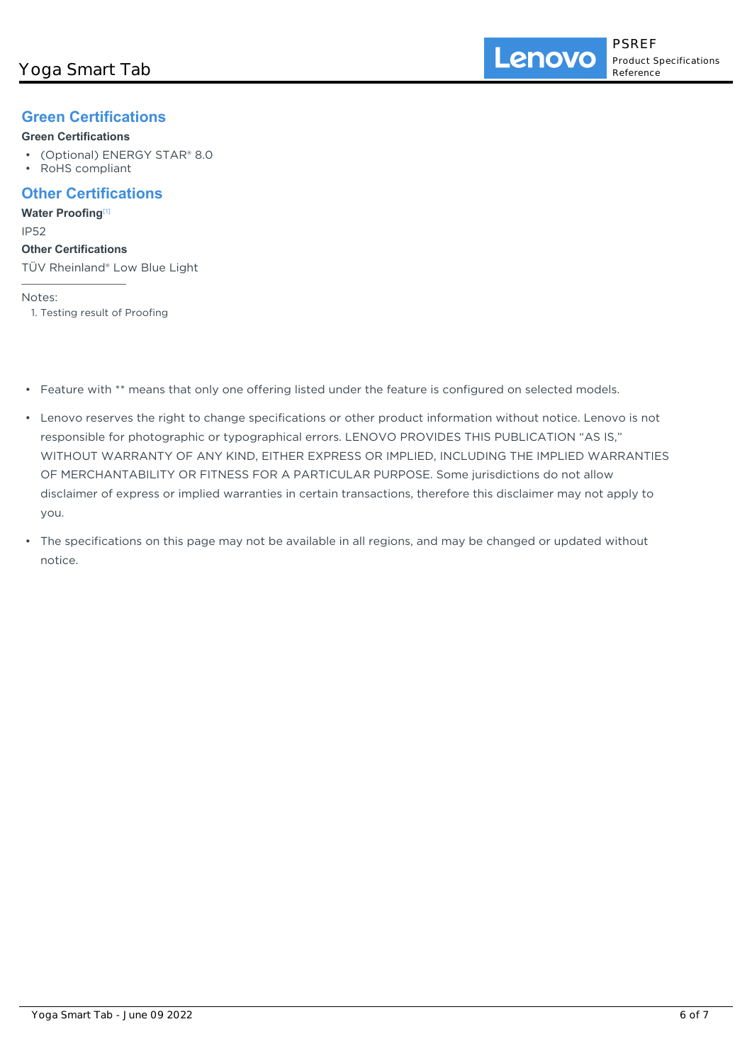## Green Certifications

**Green Certifications**

- (Optional) ENERGY STAR® 8.0
- RoHS compliant

## Other Certifications

**Water Proofing**[1]

IP52

**Other Certifications**

TÜV Rheinland® Low Blue Light

Notes:

1. Testing result of Proofing

- Feature with ** means that only one offering listed under the feature is configured on selected models.
- Lenovo reserves the right to change specifications or other product information without notice. Lenovo is not responsible for photographic or typographical errors. LENOVO PROVIDES THIS PUBLICATION "AS IS," WITHOUT WARRANTY OF ANY KIND, EITHER EXPRESS OR IMPLIED, INCLUDING THE IMPLIED WARRANTIES OF MERCHANTABILITY OR FITNESS FOR A PARTICULAR PURPOSE. Some jurisdictions do not allow disclaimer of express or implied warranties in certain transactions, therefore this disclaimer may not apply to you.
- The specifications on this page may not be available in all regions, and may be changed or updated without notice.